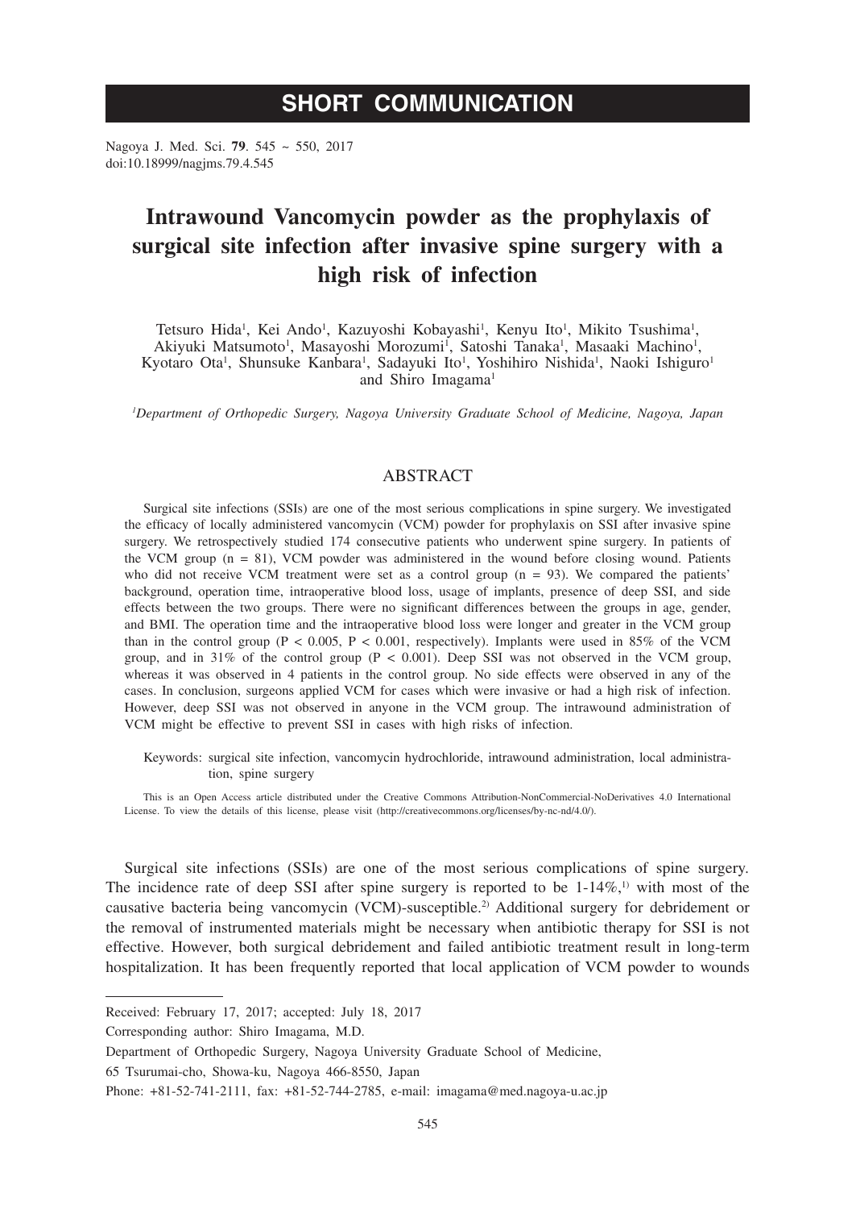**SHORT COMMUNICATION**

Nagoya J. Med. Sci. **79**. 545 ~ 550, 2017
doi:10.18999/nagjms.79.4.545

# Intrawound Vancomycin powder as the prophylaxis of surgical site infection after invasive spine surgery with a high risk of infection

Tetsuro Hida[1], Kei Ando[1], Kazuyoshi Kobayashi[1], Kenyu Ito[1], Mikito Tsushima[1], Akiyuki Matsumoto[1], Masayoshi Morozumi[1], Satoshi Tanaka[1], Masaaki Machino[1], Kyotaro Ota[1], Shunsuke Kanbara[1], Sadayuki Ito[1], Yoshihiro Nishida[1], Naoki Ishiguro[1] and Shiro Imagama[1]

[1]*Department of Orthopedic Surgery, Nagoya University Graduate School of Medicine, Nagoya, Japan*

## ABSTRACT

Surgical site infections (SSIs) are one of the most serious complications in spine surgery. We investigated the efficacy of locally administered vancomycin (VCM) powder for prophylaxis on SSI after invasive spine surgery. We retrospectively studied 174 consecutive patients who underwent spine surgery. In patients of the VCM group (n = 81), VCM powder was administered in the wound before closing wound. Patients who did not receive VCM treatment were set as a control group (n = 93). We compared the patients' background, operation time, intraoperative blood loss, usage of implants, presence of deep SSI, and side effects between the two groups. There were no significant differences between the groups in age, gender, and BMI. The operation time and the intraoperative blood loss were longer and greater in the VCM group than in the control group ($P < 0.005$, $P < 0.001$, respectively). Implants were used in 85% of the VCM group, and in 31% of the control group ($P < 0.001$). Deep SSI was not observed in the VCM group, whereas it was observed in 4 patients in the control group. No side effects were observed in any of the cases. In conclusion, surgeons applied VCM for cases which were invasive or had a high risk of infection. However, deep SSI was not observed in anyone in the VCM group. The intrawound administration of VCM might be effective to prevent SSI in cases with high risks of infection.

Keywords: surgical site infection, vancomycin hydrochloride, intrawound administration, local administration, spine surgery

This is an Open Access article distributed under the Creative Commons Attribution-NonCommercial-NoDerivatives 4.0 International License. To view the details of this license, please visit (http://creativecommons.org/licenses/by-nc-nd/4.0/).

Surgical site infections (SSIs) are one of the most serious complications of spine surgery. The incidence rate of deep SSI after spine surgery is reported to be 1-14%,[1)] with most of the causative bacteria being vancomycin (VCM)-susceptible.[2)] Additional surgery for debridement or the removal of instrumented materials might be necessary when antibiotic therapy for SSI is not effective. However, both surgical debridement and failed antibiotic treatment result in long-term hospitalization. It has been frequently reported that local application of VCM powder to wounds

Received: February 17, 2017; accepted: July 18, 2017

Corresponding author: Shiro Imagama, M.D.

Department of Orthopedic Surgery, Nagoya University Graduate School of Medicine,

65 Tsurumai-cho, Showa-ku, Nagoya 466-8550, Japan

Phone: +81-52-741-2111, fax: +81-52-744-2785, e-mail: imagama@med.nagoya-u.ac.jp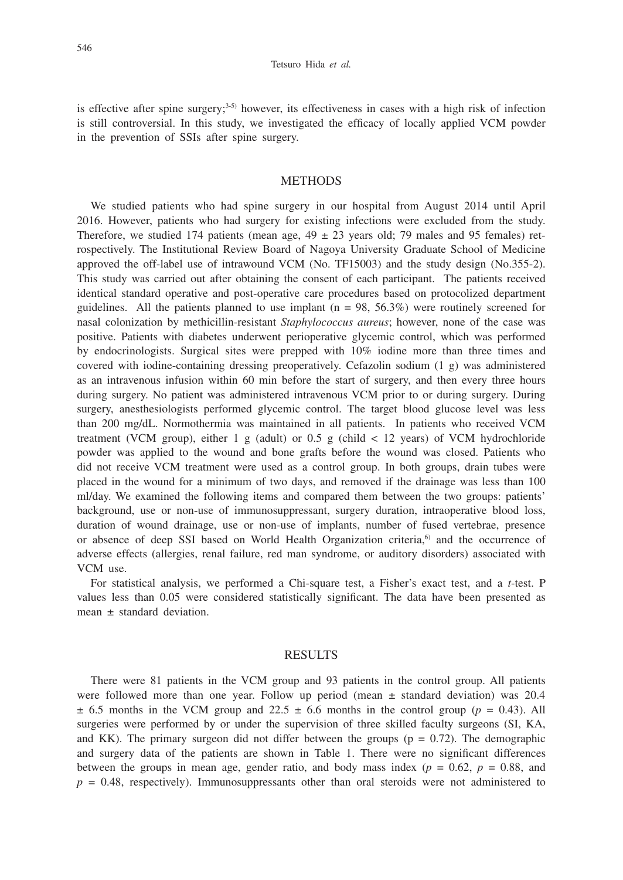is effective after spine surgery;[3-5] however, its effectiveness in cases with a high risk of infection is still controversial. In this study, we investigated the efficacy of locally applied VCM powder in the prevention of SSIs after spine surgery.

## METHODS

We studied patients who had spine surgery in our hospital from August 2014 until April 2016. However, patients who had surgery for existing infections were excluded from the study. Therefore, we studied 174 patients (mean age, 49 ± 23 years old; 79 males and 95 females) retrospectively. The Institutional Review Board of Nagoya University Graduate School of Medicine approved the off-label use of intrawound VCM (No. TF15003) and the study design (No.355-2). This study was carried out after obtaining the consent of each participant. The patients received identical standard operative and post-operative care procedures based on protocolized department guidelines. All the patients planned to use implant (n = 98, 56.3%) were routinely screened for nasal colonization by methicillin-resistant *Staphylococcus aureus*; however, none of the case was positive. Patients with diabetes underwent perioperative glycemic control, which was performed by endocrinologists. Surgical sites were prepped with 10% iodine more than three times and covered with iodine-containing dressing preoperatively. Cefazolin sodium (1 g) was administered as an intravenous infusion within 60 min before the start of surgery, and then every three hours during surgery. No patient was administered intravenous VCM prior to or during surgery. During surgery, anesthesiologists performed glycemic control. The target blood glucose level was less than 200 mg/dL. Normothermia was maintained in all patients. In patients who received VCM treatment (VCM group), either 1 g (adult) or 0.5 g (child < 12 years) of VCM hydrochloride powder was applied to the wound and bone grafts before the wound was closed. Patients who did not receive VCM treatment were used as a control group. In both groups, drain tubes were placed in the wound for a minimum of two days, and removed if the drainage was less than 100 ml/day. We examined the following items and compared them between the two groups: patients' background, use or non-use of immunosuppressant, surgery duration, intraoperative blood loss, duration of wound drainage, use or non-use of implants, number of fused vertebrae, presence or absence of deep SSI based on World Health Organization criteria,[6] and the occurrence of adverse effects (allergies, renal failure, red man syndrome, or auditory disorders) associated with VCM use.

For statistical analysis, we performed a Chi-square test, a Fisher's exact test, and a *t*-test. P values less than 0.05 were considered statistically significant. The data have been presented as mean ± standard deviation.

## RESULTS

There were 81 patients in the VCM group and 93 patients in the control group. All patients were followed more than one year. Follow up period (mean ± standard deviation) was 20.4 ± 6.5 months in the VCM group and 22.5 ± 6.6 months in the control group ($p = 0.43$). All surgeries were performed by or under the supervision of three skilled faculty surgeons (SI, KA, and KK). The primary surgeon did not differ between the groups ($p = 0.72$). The demographic and surgery data of the patients are shown in Table 1. There were no significant differences between the groups in mean age, gender ratio, and body mass index ($p = 0.62$, $p = 0.88$, and $p = 0.48$, respectively). Immunosuppressants other than oral steroids were not administered to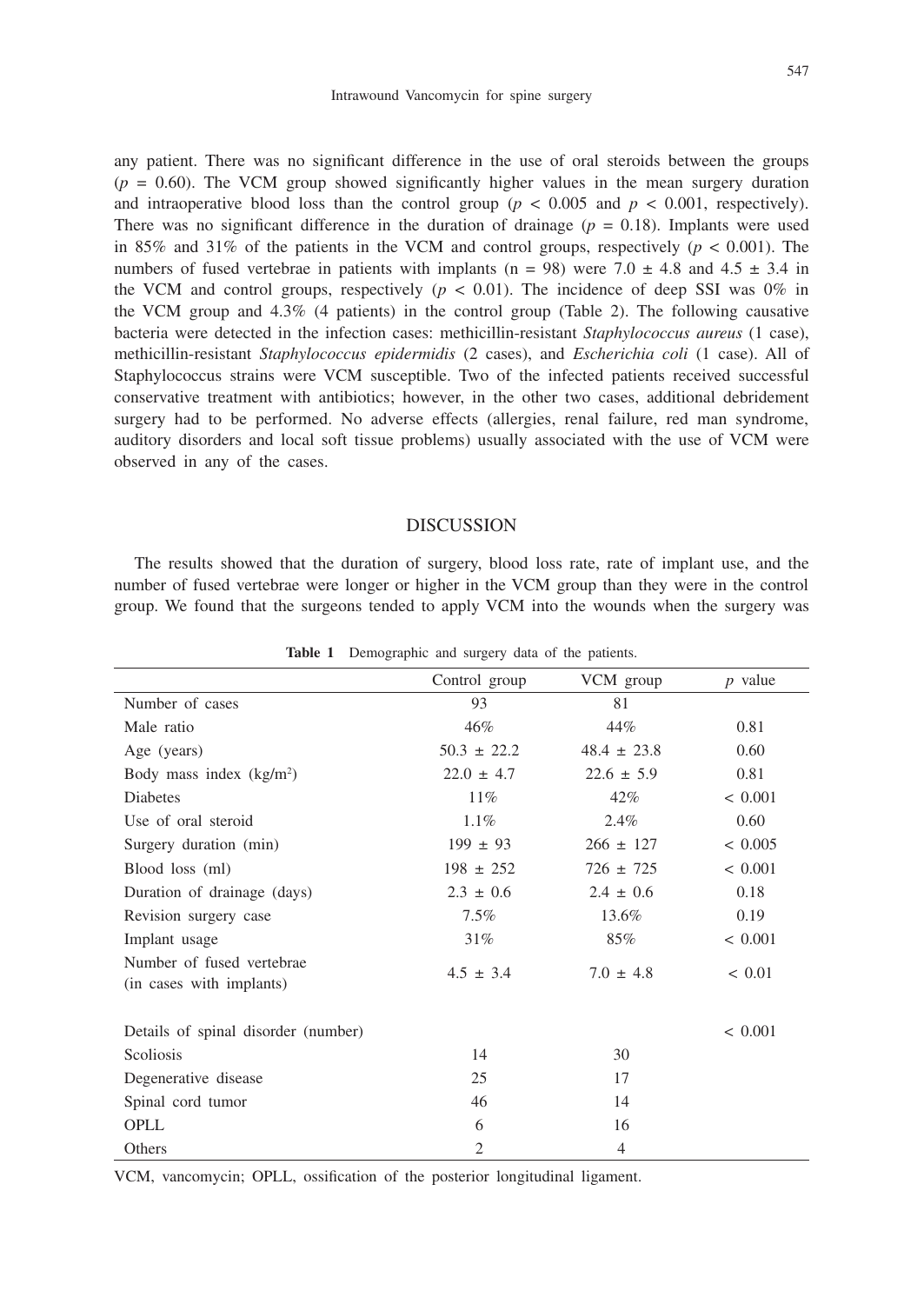any patient. There was no significant difference in the use of oral steroids between the groups ($p$ = 0.60). The VCM group showed significantly higher values in the mean surgery duration and intraoperative blood loss than the control group ($p < 0.005$ and $p < 0.001$, respectively). There was no significant difference in the duration of drainage ($p$ = 0.18). Implants were used in 85% and 31% of the patients in the VCM and control groups, respectively ($p < 0.001$). The numbers of fused vertebrae in patients with implants (n = 98) were 7.0 ± 4.8 and 4.5 ± 3.4 in the VCM and control groups, respectively ($p < 0.01$). The incidence of deep SSI was 0% in the VCM group and 4.3% (4 patients) in the control group (Table 2). The following causative bacteria were detected in the infection cases: methicillin-resistant *Staphylococcus aureus* (1 case), methicillin-resistant *Staphylococcus epidermidis* (2 cases), and *Escherichia coli* (1 case). All of Staphylococcus strains were VCM susceptible. Two of the infected patients received successful conservative treatment with antibiotics; however, in the other two cases, additional debridement surgery had to be performed. No adverse effects (allergies, renal failure, red man syndrome, auditory disorders and local soft tissue problems) usually associated with the use of VCM were observed in any of the cases.

## DISCUSSION

The results showed that the duration of surgery, blood loss rate, rate of implant use, and the number of fused vertebrae were longer or higher in the VCM group than they were in the control group. We found that the surgeons tended to apply VCM into the wounds when the surgery was

**Table 1** Demographic and surgery data of the patients.

| | Control group | VCM group | $p$ value |
|---|---|---|---|
| Number of cases | 93 | 81 | |
| Male ratio | 46% | 44% | 0.81 |
| Age (years) | 50.3 ± 22.2 | 48.4 ± 23.8 | 0.60 |
| Body mass index (kg/m$^2$) | 22.0 ± 4.7 | 22.6 ± 5.9 | 0.81 |
| Diabetes | 11% | 42% | < 0.001 |
| Use of oral steroid | 1.1% | 2.4% | 0.60 |
| Surgery duration (min) | 199 ± 93 | 266 ± 127 | < 0.005 |
| Blood loss (ml) | 198 ± 252 | 726 ± 725 | < 0.001 |
| Duration of drainage (days) | 2.3 ± 0.6 | 2.4 ± 0.6 | 0.18 |
| Revision surgery case | 7.5% | 13.6% | 0.19 |
| Implant usage | 31% | 85% | < 0.001 |
| Number of fused vertebrae (in cases with implants) | 4.5 ± 3.4 | 7.0 ± 4.8 | < 0.01 |
| Details of spinal disorder (number) | | | < 0.001 |
| Scoliosis | 14 | 30 | |
| Degenerative disease | 25 | 17 | |
| Spinal cord tumor | 46 | 14 | |
| OPLL | 6 | 16 | |
| Others | 2 | 4 | |

VCM, vancomycin; OPLL, ossification of the posterior longitudinal ligament.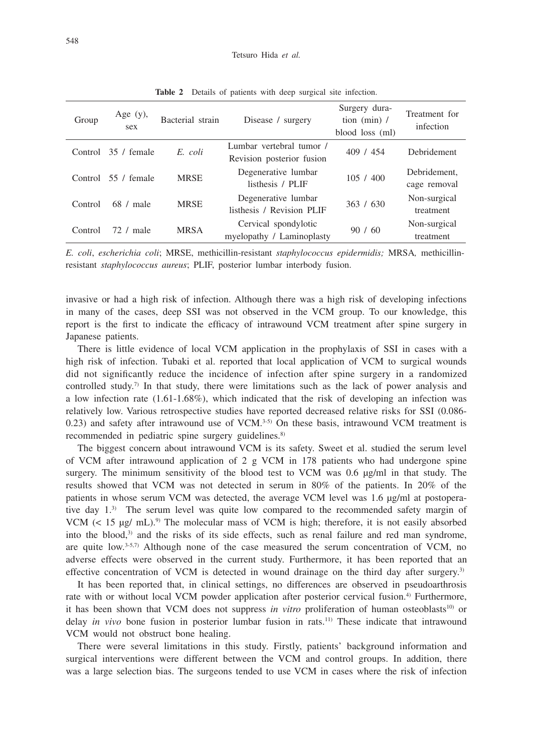**Table 2** Details of patients with deep surgical site infection.

| Group | Age (y), sex | Bacterial strain | Disease / surgery | Surgery duration (min) / blood loss (ml) | Treatment for infection |
|---|---|---|---|---|---|
| Control | 35 / female | *E. coli* | Lumbar vertebral tumor / Revision posterior fusion | 409 / 454 | Debridement |
| Control | 55 / female | MRSE | Degenerative lumbar listhesis / PLIF | 105 / 400 | Debridement, cage removal |
| Control | 68 / male | MRSE | Degenerative lumbar listhesis / Revision PLIF | 363 / 630 | Non-surgical treatment |
| Control | 72 / male | MRSA | Cervical spondylotic myelopathy / Laminoplasty | 90 / 60 | Non-surgical treatment |

*E. coli*, *escherichia coli*; MRSE, methicillin-resistant *staphylococcus epidermidis;* MRSA*,* methicillin-resistant *staphylococcus aureus*; PLIF, posterior lumbar interbody fusion.

invasive or had a high risk of infection. Although there was a high risk of developing infections in many of the cases, deep SSI was not observed in the VCM group. To our knowledge, this report is the first to indicate the efficacy of intrawound VCM treatment after spine surgery in Japanese patients.

There is little evidence of local VCM application in the prophylaxis of SSI in cases with a high risk of infection. Tubaki et al. reported that local application of VCM to surgical wounds did not significantly reduce the incidence of infection after spine surgery in a randomized controlled study.[7] In that study, there were limitations such as the lack of power analysis and a low infection rate (1.61-1.68%), which indicated that the risk of developing an infection was relatively low. Various retrospective studies have reported decreased relative risks for SSI (0.086-0.23) and safety after intrawound use of VCM.[3-5] On these basis, intrawound VCM treatment is recommended in pediatric spine surgery guidelines.[8]

The biggest concern about intrawound VCM is its safety. Sweet et al. studied the serum level of VCM after intrawound application of 2 g VCM in 178 patients who had undergone spine surgery. The minimum sensitivity of the blood test to VCM was 0.6 µg/ml in that study. The results showed that VCM was not detected in serum in 80% of the patients. In 20% of the patients in whose serum VCM was detected, the average VCM level was 1.6 µg/ml at postoperative day 1.[3] The serum level was quite low compared to the recommended safety margin of VCM (< 15 µg/ mL).[9] The molecular mass of VCM is high; therefore, it is not easily absorbed into the blood,[3] and the risks of its side effects, such as renal failure and red man syndrome, are quite low.[3-5,7] Although none of the case measured the serum concentration of VCM, no adverse effects were observed in the current study. Furthermore, it has been reported that an effective concentration of VCM is detected in wound drainage on the third day after surgery.[3]

It has been reported that, in clinical settings, no differences are observed in pseudoarthrosis rate with or without local VCM powder application after posterior cervical fusion.[4] Furthermore, it has been shown that VCM does not suppress *in vitro* proliferation of human osteoblasts[10] or delay *in vivo* bone fusion in posterior lumbar fusion in rats.[11] These indicate that intrawound VCM would not obstruct bone healing.

There were several limitations in this study. Firstly, patients' background information and surgical interventions were different between the VCM and control groups. In addition, there was a large selection bias. The surgeons tended to use VCM in cases where the risk of infection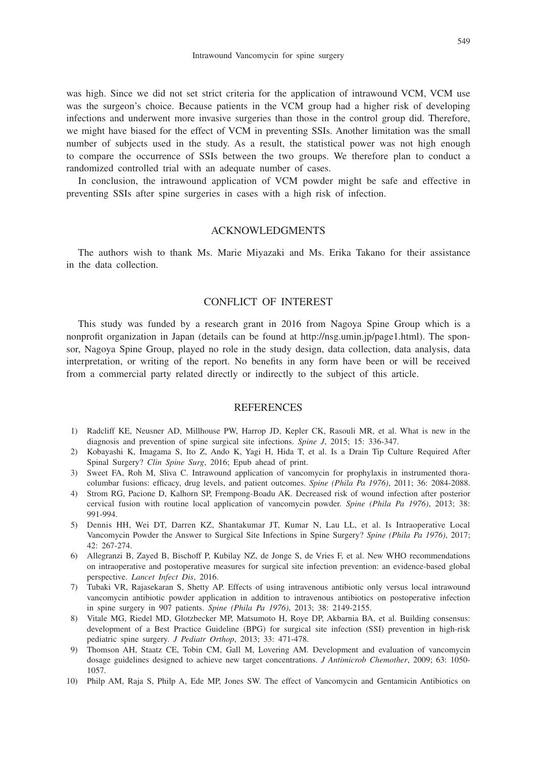was high. Since we did not set strict criteria for the application of intrawound VCM, VCM use was the surgeon's choice. Because patients in the VCM group had a higher risk of developing infections and underwent more invasive surgeries than those in the control group did. Therefore, we might have biased for the effect of VCM in preventing SSIs. Another limitation was the small number of subjects used in the study. As a result, the statistical power was not high enough to compare the occurrence of SSIs between the two groups. We therefore plan to conduct a randomized controlled trial with an adequate number of cases.

In conclusion, the intrawound application of VCM powder might be safe and effective in preventing SSIs after spine surgeries in cases with a high risk of infection.

## ACKNOWLEDGMENTS

The authors wish to thank Ms. Marie Miyazaki and Ms. Erika Takano for their assistance in the data collection.

## CONFLICT OF INTEREST

This study was funded by a research grant in 2016 from Nagoya Spine Group which is a nonprofit organization in Japan (details can be found at http://nsg.umin.jp/page1.html). The sponsor, Nagoya Spine Group, played no role in the study design, data collection, data analysis, data interpretation, or writing of the report. No benefits in any form have been or will be received from a commercial party related directly or indirectly to the subject of this article.

## REFERENCES

1) Radcliff KE, Neusner AD, Millhouse PW, Harrop JD, Kepler CK, Rasouli MR, et al. What is new in the diagnosis and prevention of spine surgical site infections. *Spine J*, 2015; 15: 336-347.
2) Kobayashi K, Imagama S, Ito Z, Ando K, Yagi H, Hida T, et al. Is a Drain Tip Culture Required After Spinal Surgery? *Clin Spine Surg*, 2016; Epub ahead of print.
3) Sweet FA, Roh M, Sliva C. Intrawound application of vancomycin for prophylaxis in instrumented thoracolumbar fusions: efficacy, drug levels, and patient outcomes. *Spine (Phila Pa 1976)*, 2011; 36: 2084-2088.
4) Strom RG, Pacione D, Kalhorn SP, Frempong-Boadu AK. Decreased risk of wound infection after posterior cervical fusion with routine local application of vancomycin powder. *Spine (Phila Pa 1976)*, 2013; 38: 991-994.
5) Dennis HH, Wei DT, Darren KZ, Shantakumar JT, Kumar N, Lau LL, et al. Is Intraoperative Local Vancomycin Powder the Answer to Surgical Site Infections in Spine Surgery? *Spine (Phila Pa 1976)*, 2017; 42: 267-274.
6) Allegranzi B, Zayed B, Bischoff P, Kubilay NZ, de Jonge S, de Vries F, et al. New WHO recommendations on intraoperative and postoperative measures for surgical site infection prevention: an evidence-based global perspective. *Lancet Infect Dis*, 2016.
7) Tubaki VR, Rajasekaran S, Shetty AP. Effects of using intravenous antibiotic only versus local intrawound vancomycin antibiotic powder application in addition to intravenous antibiotics on postoperative infection in spine surgery in 907 patients. *Spine (Phila Pa 1976)*, 2013; 38: 2149-2155.
8) Vitale MG, Riedel MD, Glotzbecker MP, Matsumoto H, Roye DP, Akbarnia BA, et al. Building consensus: development of a Best Practice Guideline (BPG) for surgical site infection (SSI) prevention in high-risk pediatric spine surgery. *J Pediatr Orthop*, 2013; 33: 471-478.
9) Thomson AH, Staatz CE, Tobin CM, Gall M, Lovering AM. Development and evaluation of vancomycin dosage guidelines designed to achieve new target concentrations. *J Antimicrob Chemother*, 2009; 63: 1050-1057.
10) Philp AM, Raja S, Philp A, Ede MP, Jones SW. The effect of Vancomycin and Gentamicin Antibiotics on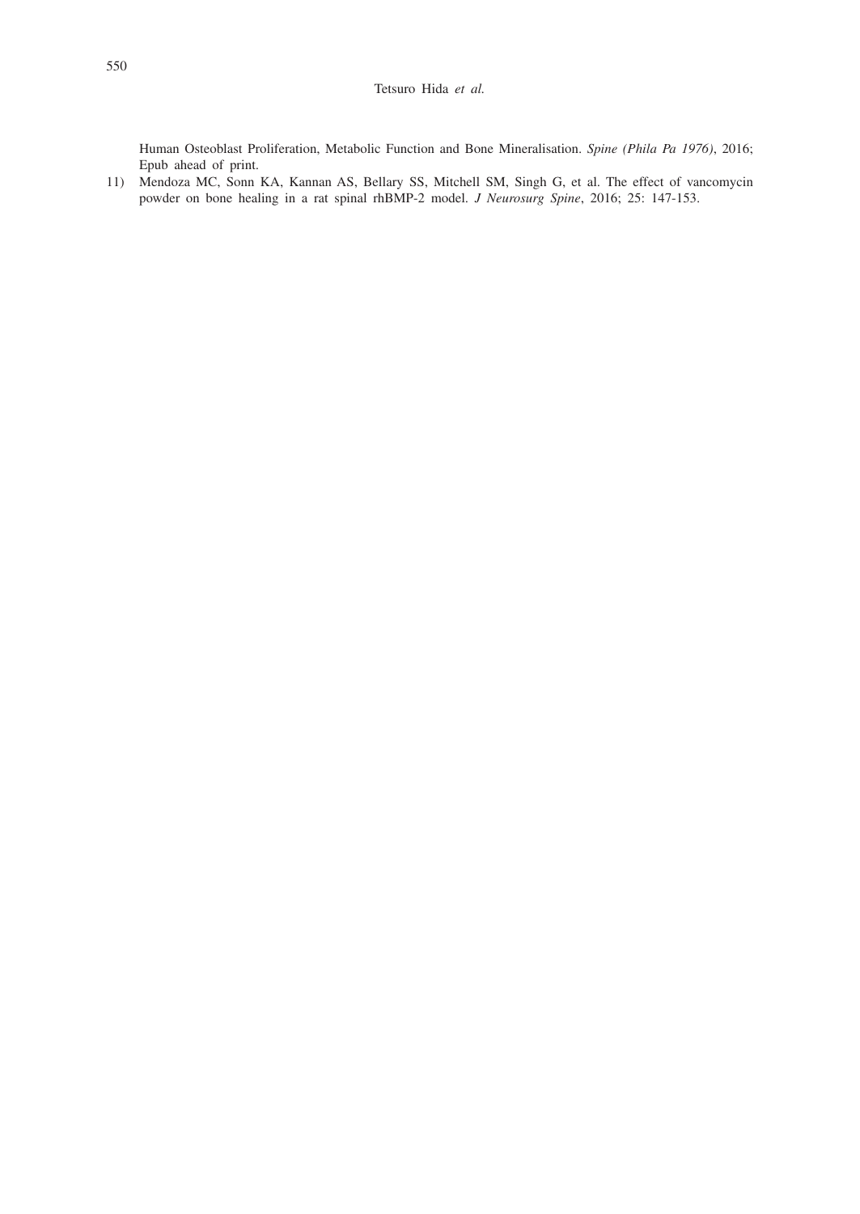Human Osteoblast Proliferation, Metabolic Function and Bone Mineralisation. *Spine (Phila Pa 1976)*, 2016; Epub ahead of print.

11) Mendoza MC, Sonn KA, Kannan AS, Bellary SS, Mitchell SM, Singh G, et al. The effect of vancomycin powder on bone healing in a rat spinal rhBMP-2 model. *J Neurosurg Spine*, 2016; 25: 147-153.